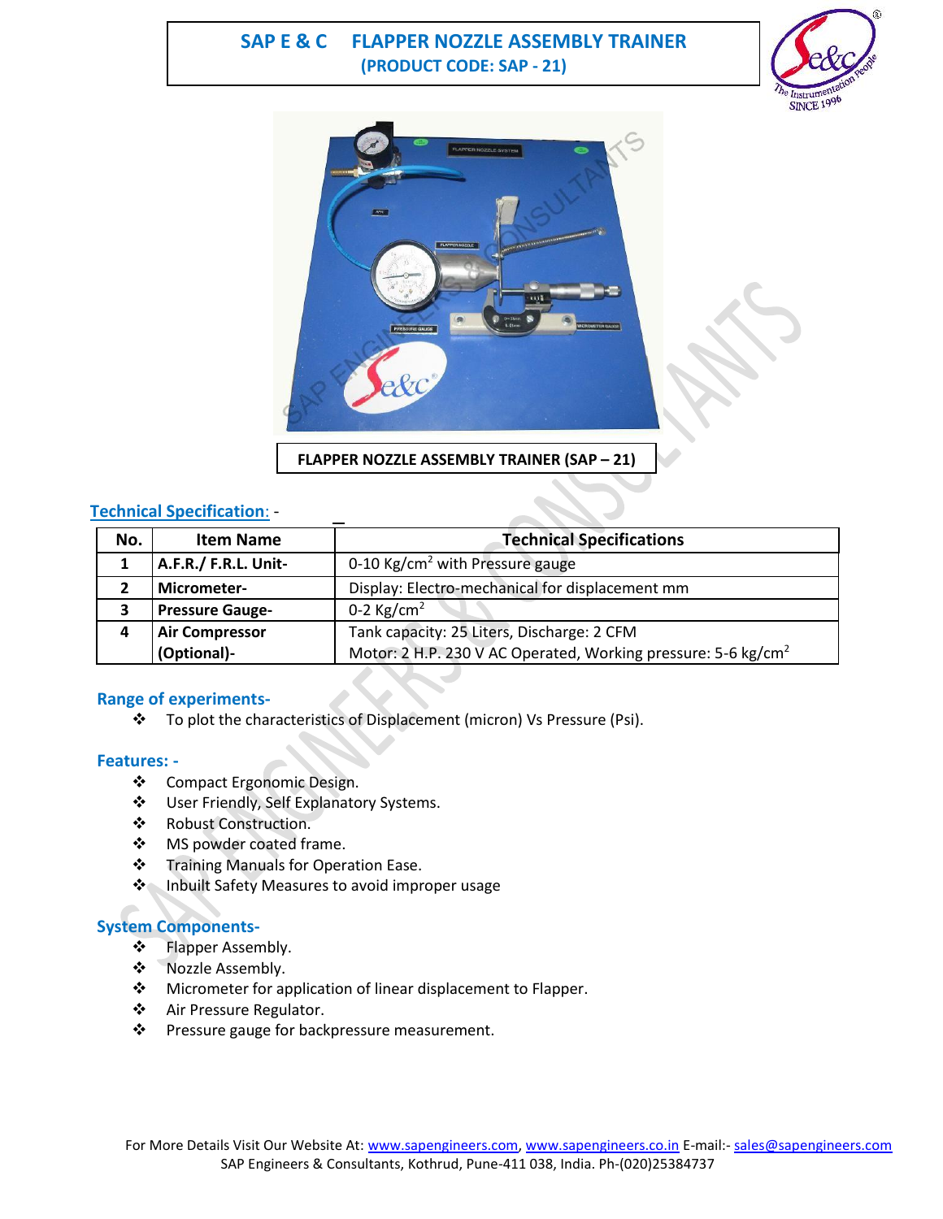# SAP E & C FLAPPER NOZZLE ASSEMBLY TRAINER

**(PRODUCT CODE: SAP - 21)**

**FLAPPER NOZZLE ASSEMBLY TRAINER (SAP – 21)**

## Technical Specification: -

| No. | Item Name | Technical Specifications |
|---|---|---|
| 1 | **A.F.R./ F.R.L. Unit-** | 0-10 $Kg/cm^2$ with Pressure gauge |
| 2 | **Micrometer-** | Display: Electro-mechanical for displacement mm |
| 3 | **Pressure Gauge-** | 0-2 $Kg/cm^2$ |
| 4 | **Air Compressor (Optional)-** | Tank capacity: 25 Liters, Discharge: 2 CFM<br>Motor: 2 H.P. 230 V AC Operated, Working pressure: 5-6 $kg/cm^2$ |

## Range of experiments-

- To plot the characteristics of Displacement (micron) Vs Pressure (Psi).

## Features: -

- Compact Ergonomic Design.
- User Friendly, Self Explanatory Systems.
- Robust Construction.
- MS powder coated frame.
- Training Manuals for Operation Ease.
- Inbuilt Safety Measures to avoid improper usage

## System Components-

- Flapper Assembly.
- Nozzle Assembly.
- Micrometer for application of linear displacement to Flapper.
- Air Pressure Regulator.
- Pressure gauge for backpressure measurement.

For More Details Visit Our Website At: www.sapengineers.com, www.sapengineers.co.in E-mail:- sales@sapengineers.com
SAP Engineers & Consultants, Kothrud, Pune-411 038, India. Ph-(020)25384737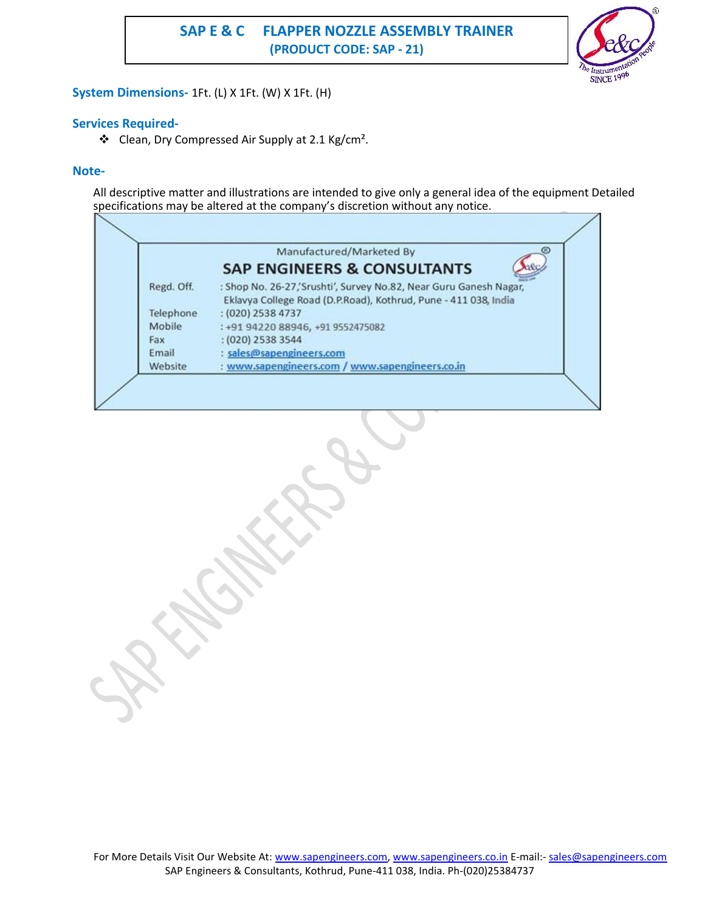**System Dimensions-** 1Ft. (L) X 1Ft. (W) X 1Ft. (H)

**Services Required-**

- Clean, Dry Compressed Air Supply at 2.1 Kg/cm².

**Note-**

All descriptive matter and illustrations are intended to give only a general idea of the equipment Detailed specifications may be altered at the company's discretion without any notice.

Manufactured/Marketed By

**SAP ENGINEERS & CONSULTANTS**

| | |
|---|---|
| Regd. Off. | : Shop No. 26-27,'Srushti', Survey No.82, Near Guru Ganesh Nagar, Eklavya College Road (D.P.Road), Kothrud, Pune - 411 038, India |
| Telephone | : (020) 2538 4737 |
| Mobile | : +91 94220 88946, +91 9552475082 |
| Fax | : (020) 2538 3544 |
| Email | : sales@sapengineers.com |
| Website | : www.sapengineers.com / www.sapengineers.co.in |